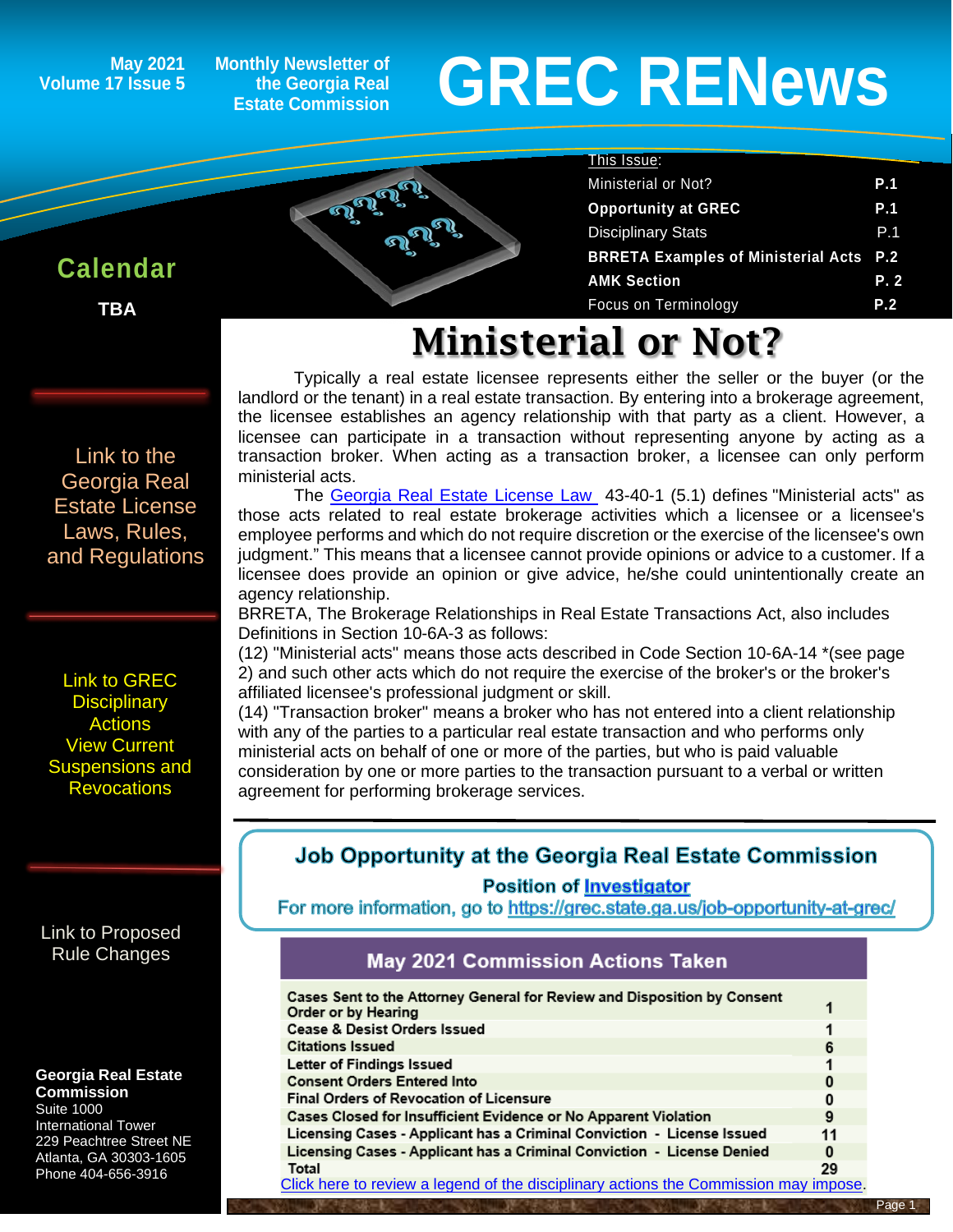May 2021
Volume 17 Issue 5

Monthly Newsletter of the Georgia Real Estate Commission

# GREC RENews

This Issue:

| | |
|---|---|
| Ministerial or Not? | P.1 |
| **Opportunity at GREC** | **P.1** |
| Disciplinary Stats | P.1 |
| **BRRETA Examples of Ministerial Acts** | **P.2** |
| **AMK Section** | **P. 2** |
| Focus on Terminology | **P.2** |

## Calendar

**TBA**

Link to the Georgia Real Estate License Laws, Rules, and Regulations

Link to GREC Disciplinary Actions View Current Suspensions and Revocations

Link to Proposed Rule Changes

**Georgia Real Estate Commission**
Suite 1000
International Tower
229 Peachtree Street NE
Atlanta, GA 30303-1605
Phone 404-656-3916

# Ministerial or Not?

Typically a real estate licensee represents either the seller or the buyer (or the landlord or the tenant) in a real estate transaction. By entering into a brokerage agreement, the licensee establishes an agency relationship with that party as a client. However, a licensee can participate in a transaction without representing anyone by acting as a transaction broker. When acting as a transaction broker, a licensee can only perform ministerial acts.

The Georgia Real Estate License Law 43-40-1 (5.1) defines "Ministerial acts" as those acts related to real estate brokerage activities which a licensee or a licensee's employee performs and which do not require discretion or the exercise of the licensee's own judgment." This means that a licensee cannot provide opinions or advice to a customer. If a licensee does provide an opinion or give advice, he/she could unintentionally create an agency relationship.

BRRETA, The Brokerage Relationships in Real Estate Transactions Act, also includes Definitions in Section 10-6A-3 as follows:

(12) "Ministerial acts" means those acts described in Code Section 10-6A-14 *(see page 2) and such other acts which do not require the exercise of the broker's or the broker's affiliated licensee's professional judgment or skill.

(14) "Transaction broker" means a broker who has not entered into a client relationship with any of the parties to a particular real estate transaction and who performs only ministerial acts on behalf of one or more of the parties, but who is paid valuable consideration by one or more parties to the transaction pursuant to a verbal or written agreement for performing brokerage services.

## Job Opportunity at the Georgia Real Estate Commission

**Position of Investigator**

For more information, go to https://grec.state.ga.us/job-opportunity-at-grec/

## May 2021 Commission Actions Taken

| Action | Count |
|---|---|
| Cases Sent to the Attorney General for Review and Disposition by Consent Order or by Hearing | 1 |
| Cease & Desist Orders Issued | 1 |
| Citations Issued | 6 |
| Letter of Findings Issued | 1 |
| Consent Orders Entered Into | 0 |
| Final Orders of Revocation of Licensure | 0 |
| Cases Closed for Insufficient Evidence or No Apparent Violation | 9 |
| Licensing Cases - Applicant has a Criminal Conviction - License Issued | 11 |
| Licensing Cases - Applicant has a Criminal Conviction - License Denied | 0 |
| Total | 29 |

Click here to review a legend of the disciplinary actions the Commission may impose.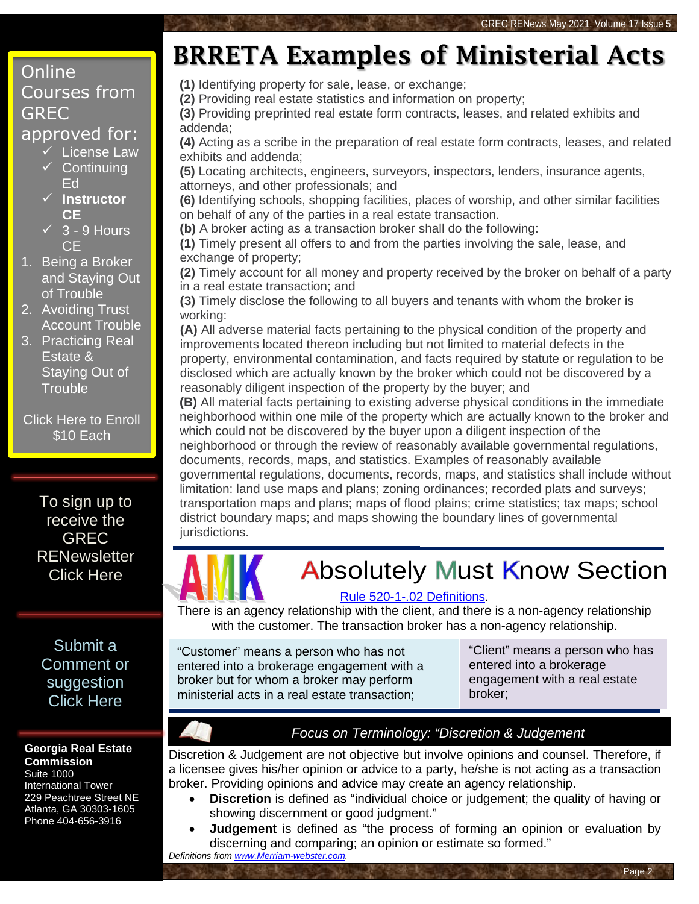# BRRETA Examples of Ministerial Acts

**(1)** Identifying property for sale, lease, or exchange;
**(2)** Providing real estate statistics and information on property;
**(3)** Providing preprinted real estate form contracts, leases, and related exhibits and addenda;
**(4)** Acting as a scribe in the preparation of real estate form contracts, leases, and related exhibits and addenda;
**(5)** Locating architects, engineers, surveyors, inspectors, lenders, insurance agents, attorneys, and other professionals; and
**(6)** Identifying schools, shopping facilities, places of worship, and other similar facilities on behalf of any of the parties in a real estate transaction.
**(b)** A broker acting as a transaction broker shall do the following:
**(1)** Timely present all offers to and from the parties involving the sale, lease, and exchange of property;
**(2)** Timely account for all money and property received by the broker on behalf of a party in a real estate transaction; and
**(3)** Timely disclose the following to all buyers and tenants with whom the broker is working:
**(A)** All adverse material facts pertaining to the physical condition of the property and improvements located thereon including but not limited to material defects in the property, environmental contamination, and facts required by statute or regulation to be disclosed which are actually known by the broker which could not be discovered by a reasonably diligent inspection of the property by the buyer; and
**(B)** All material facts pertaining to existing adverse physical conditions in the immediate neighborhood within one mile of the property which are actually known to the broker and which could not be discovered by the buyer upon a diligent inspection of the neighborhood or through the review of reasonably available governmental regulations, documents, records, maps, and statistics. Examples of reasonably available governmental regulations, documents, records, maps, and statistics shall include without limitation: land use maps and plans; zoning ordinances; recorded plats and surveys; transportation maps and plans; maps of flood plains; crime statistics; tax maps; school district boundary maps; and maps showing the boundary lines of governmental jurisdictions.

## AMK Absolutely Must Know Section

Rule 520-1-.02 Definitions.

There is an agency relationship with the client, and there is a non-agency relationship with the customer. The transaction broker has a non-agency relationship.

| | |
|---|---|
| "Customer" means a person who has not entered into a brokerage engagement with a broker but for whom a broker may perform ministerial acts in a real estate transaction; | "Client" means a person who has entered into a brokerage engagement with a real estate broker; |

### *Focus on Terminology: "Discretion & Judgement*

Discretion & Judgement are not objective but involve opinions and counsel. Therefore, if a licensee gives his/her opinion or advice to a party, he/she is not acting as a transaction broker. Providing opinions and advice may create an agency relationship.

- **Discretion** is defined as "individual choice or judgement; the quality of having or showing discernment or good judgment."
- **Judgement** is defined as "the process of forming an opinion or evaluation by discerning and comparing; an opinion or estimate so formed."

*Definitions from www.Merriam-webster.com.*

Online Courses from GREC approved for:
- ✓ License Law
- ✓ Continuing Ed
- ✓ **Instructor CE**
- ✓ 3 - 9 Hours CE

1. Being a Broker and Staying Out of Trouble
2. Avoiding Trust Account Trouble
3. Practicing Real Estate & Staying Out of Trouble

Click Here to Enroll
$10 Each

To sign up to receive the GREC RENewsletter Click Here

Submit a Comment or suggestion Click Here

**Georgia Real Estate Commission**
Suite 1000
International Tower
229 Peachtree Street NE
Atlanta, GA 30303-1605
Phone 404-656-3916